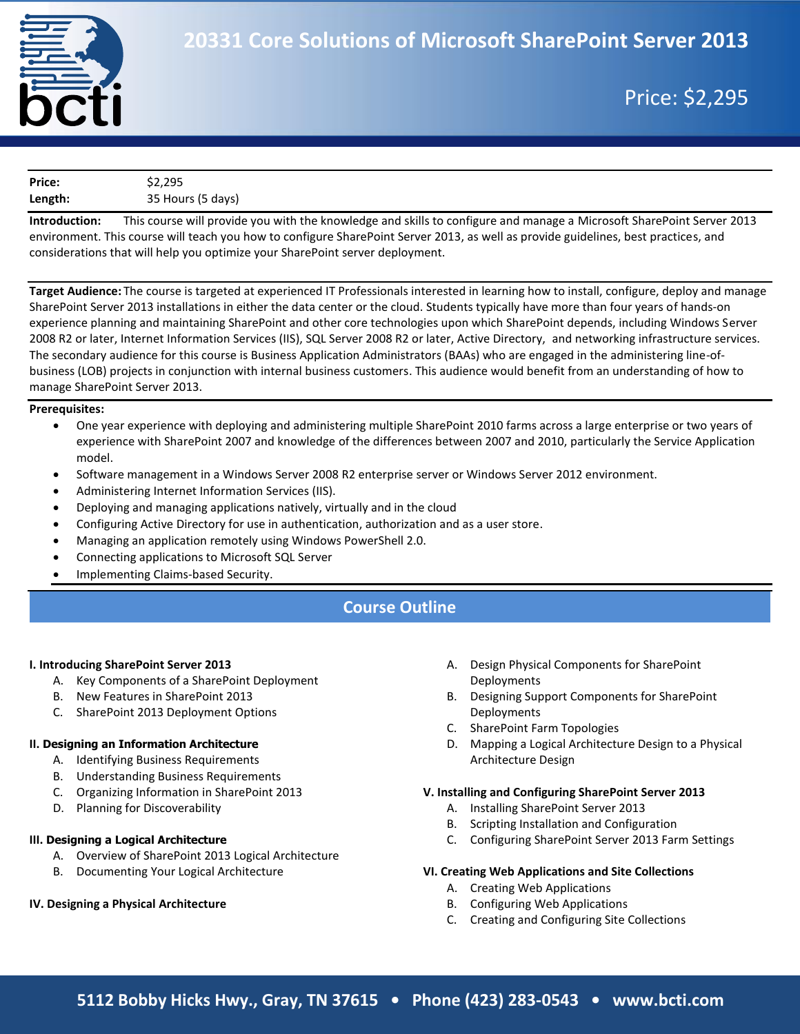# 20331 Core Solutions of Microsoft SharePoint Server 2013

Price: $2,295

| | |
|---|---|
| **Price:** | $2,295 |
| **Length:** | 35 Hours (5 days) |

**Introduction:** This course will provide you with the knowledge and skills to configure and manage a Microsoft SharePoint Server 2013 environment. This course will teach you how to configure SharePoint Server 2013, as well as provide guidelines, best practices, and considerations that will help you optimize your SharePoint server deployment.

**Target Audience:** The course is targeted at experienced IT Professionals interested in learning how to install, configure, deploy and manage SharePoint Server 2013 installations in either the data center or the cloud. Students typically have more than four years of hands-on experience planning and maintaining SharePoint and other core technologies upon which SharePoint depends, including Windows Server 2008 R2 or later, Internet Information Services (IIS), SQL Server 2008 R2 or later, Active Directory, and networking infrastructure services. The secondary audience for this course is Business Application Administrators (BAAs) who are engaged in the administering line-of-business (LOB) projects in conjunction with internal business customers. This audience would benefit from an understanding of how to manage SharePoint Server 2013.

**Prerequisites:**

- One year experience with deploying and administering multiple SharePoint 2010 farms across a large enterprise or two years of experience with SharePoint 2007 and knowledge of the differences between 2007 and 2010, particularly the Service Application model.
- Software management in a Windows Server 2008 R2 enterprise server or Windows Server 2012 environment.
- Administering Internet Information Services (IIS).
- Deploying and managing applications natively, virtually and in the cloud
- Configuring Active Directory for use in authentication, authorization and as a user store.
- Managing an application remotely using Windows PowerShell 2.0.
- Connecting applications to Microsoft SQL Server
- Implementing Claims-based Security.

## Course Outline

**I. Introducing SharePoint Server 2013**

A. Key Components of a SharePoint Deployment
B. New Features in SharePoint 2013
C. SharePoint 2013 Deployment Options

**II. Designing an Information Architecture**

A. Identifying Business Requirements
B. Understanding Business Requirements
C. Organizing Information in SharePoint 2013
D. Planning for Discoverability

**III. Designing a Logical Architecture**

A. Overview of SharePoint 2013 Logical Architecture
B. Documenting Your Logical Architecture

**IV. Designing a Physical Architecture**

A. Design Physical Components for SharePoint Deployments
B. Designing Support Components for SharePoint Deployments
C. SharePoint Farm Topologies
D. Mapping a Logical Architecture Design to a Physical Architecture Design

**V. Installing and Configuring SharePoint Server 2013**

A. Installing SharePoint Server 2013
B. Scripting Installation and Configuration
C. Configuring SharePoint Server 2013 Farm Settings

**VI. Creating Web Applications and Site Collections**

A. Creating Web Applications
B. Configuring Web Applications
C. Creating and Configuring Site Collections

5112 Bobby Hicks Hwy., Gray, TN 37615 • Phone (423) 283-0543 • www.bcti.com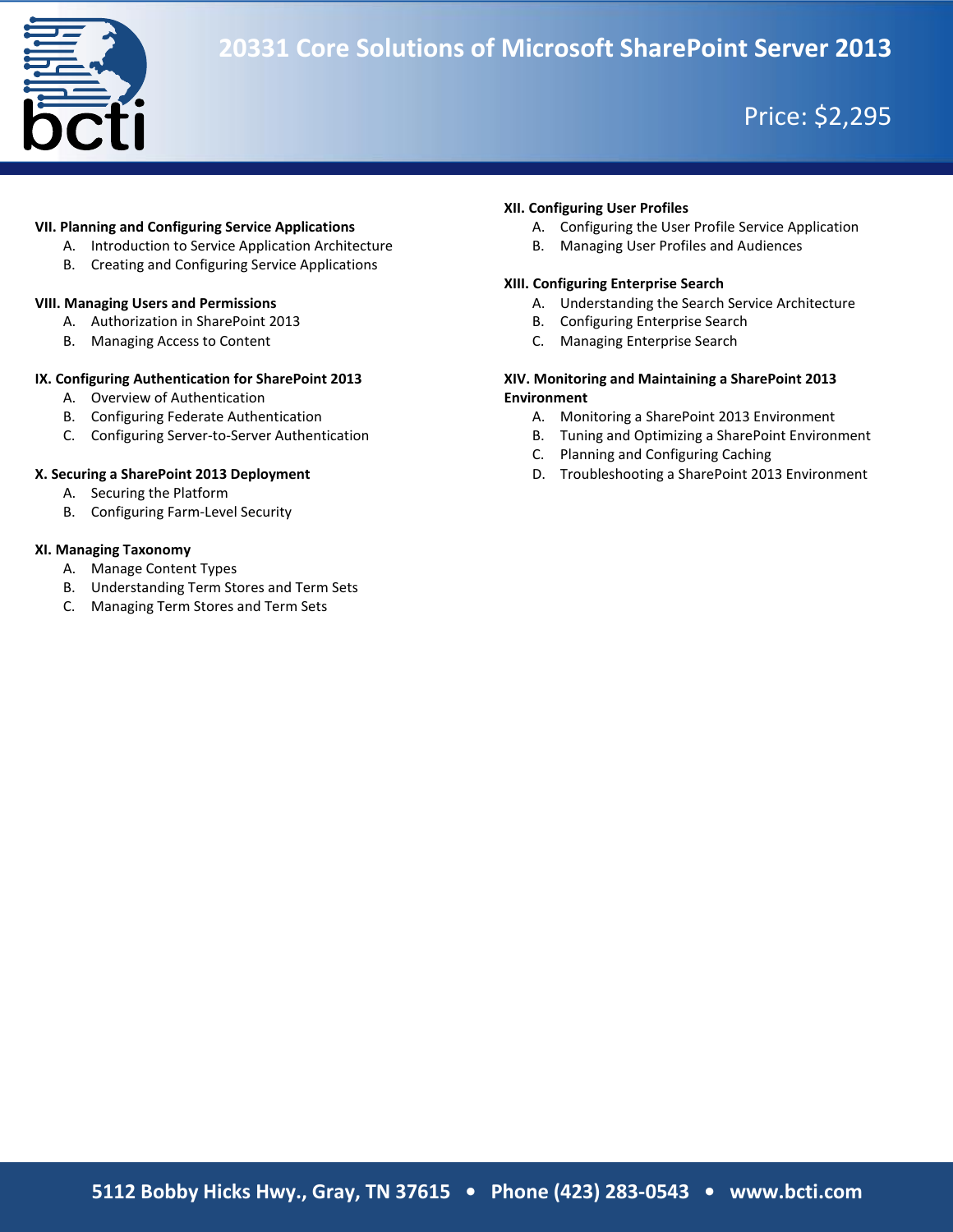**VII. Planning and Configuring Service Applications**

A. Introduction to Service Application Architecture
B. Creating and Configuring Service Applications

**VIII. Managing Users and Permissions**

A. Authorization in SharePoint 2013
B. Managing Access to Content

**IX. Configuring Authentication for SharePoint 2013**

A. Overview of Authentication
B. Configuring Federate Authentication
C. Configuring Server-to-Server Authentication

**X. Securing a SharePoint 2013 Deployment**

A. Securing the Platform
B. Configuring Farm-Level Security

**XI. Managing Taxonomy**

A. Manage Content Types
B. Understanding Term Stores and Term Sets
C. Managing Term Stores and Term Sets

**XII. Configuring User Profiles**

A. Configuring the User Profile Service Application
B. Managing User Profiles and Audiences

**XIII. Configuring Enterprise Search**

A. Understanding the Search Service Architecture
B. Configuring Enterprise Search
C. Managing Enterprise Search

**XIV. Monitoring and Maintaining a SharePoint 2013 Environment**

A. Monitoring a SharePoint 2013 Environment
B. Tuning and Optimizing a SharePoint Environment
C. Planning and Configuring Caching
D. Troubleshooting a SharePoint 2013 Environment